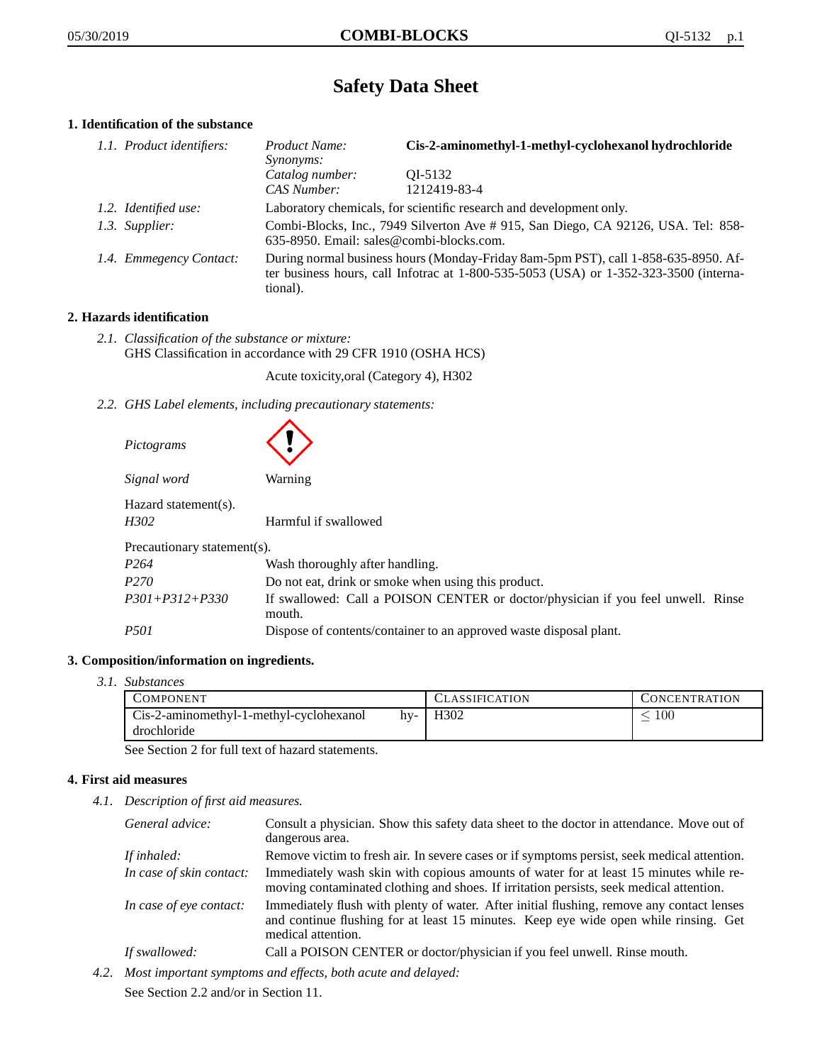# Safety Data Sheet

## 1. Identification of the substance

*1.1. Product identifiers:*

| | |
|---|---|
| *Product Name:* | **Cis-2-aminomethyl-1-methyl-cyclohexanol hydrochloride** |
| *Synonyms:* | |
| *Catalog number:* | QI-5132 |
| *CAS Number:* | 1212419-83-4 |

*1.2. Identified use:* Laboratory chemicals, for scientific research and development only.

*1.3. Supplier:* Combi-Blocks, Inc., 7949 Silverton Ave # 915, San Diego, CA 92126, USA. Tel: 858-635-8950. Email: sales@combi-blocks.com.

*1.4. Emmegency Contact:* During normal business hours (Monday-Friday 8am-5pm PST), call 1-858-635-8950. After business hours, call Infotrac at 1-800-535-5053 (USA) or 1-352-323-3500 (international).

## 2. Hazards identification

*2.1. Classification of the substance or mixture:*
GHS Classification in accordance with 29 CFR 1910 (OSHA HCS)

Acute toxicity,oral (Category 4), H302

*2.2. GHS Label elements, including precautionary statements:*

*Pictograms*

*Signal word* Warning

Hazard statement(s).

*H302* Harmful if swallowed

Precautionary statement(s).

| | |
|---|---|
| *P264* | Wash thoroughly after handling. |
| *P270* | Do not eat, drink or smoke when using this product. |
| *P301+P312+P330* | If swallowed: Call a POISON CENTER or doctor/physician if you feel unwell. Rinse mouth. |
| *P501* | Dispose of contents/container to an approved waste disposal plant. |

## 3. Composition/information on ingredients.

*3.1. Substances*

| Component | Classification | Concentration |
|---|---|---|
| Cis-2-aminomethyl-1-methyl-cyclohexanol hydrochloride | H302 | $\leq 100$ |

See Section 2 for full text of hazard statements.

## 4. First aid measures

*4.1. Description of first aid measures.*

| | |
|---|---|
| *General advice:* | Consult a physician. Show this safety data sheet to the doctor in attendance. Move out of dangerous area. |
| *If inhaled:* | Remove victim to fresh air. In severe cases or if symptoms persist, seek medical attention. |
| *In case of skin contact:* | Immediately wash skin with copious amounts of water for at least 15 minutes while removing contaminated clothing and shoes. If irritation persists, seek medical attention. |
| *In case of eye contact:* | Immediately flush with plenty of water. After initial flushing, remove any contact lenses and continue flushing for at least 15 minutes. Keep eye wide open while rinsing. Get medical attention. |
| *If swallowed:* | Call a POISON CENTER or doctor/physician if you feel unwell. Rinse mouth. |

*4.2. Most important symptoms and effects, both acute and delayed:*

See Section 2.2 and/or in Section 11.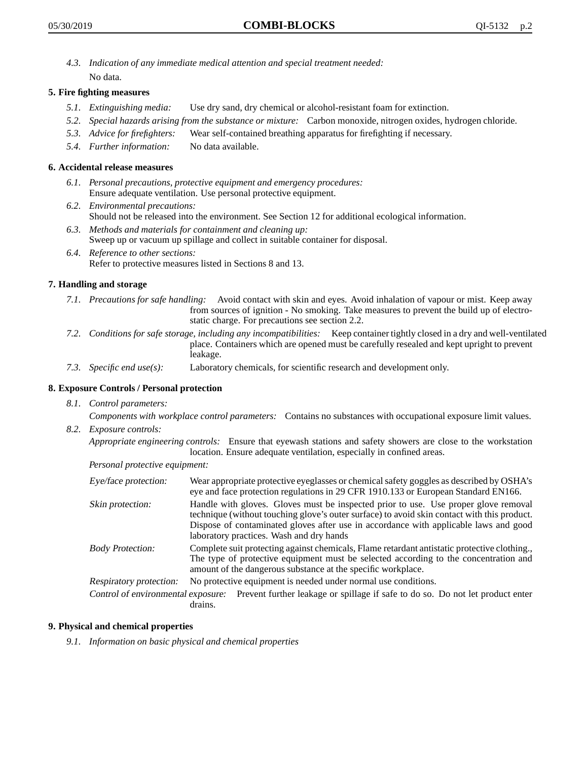*4.3. Indication of any immediate medical attention and special treatment needed:*
No data.

## 5. Fire fighting measures

- *5.1. Extinguishing media:* Use dry sand, dry chemical or alcohol-resistant foam for extinction.
- *5.2. Special hazards arising from the substance or mixture:* Carbon monoxide, nitrogen oxides, hydrogen chloride.
- *5.3. Advice for firefighters:* Wear self-contained breathing apparatus for firefighting if necessary.
- *5.4. Further information:* No data available.

## 6. Accidental release measures

- *6.1. Personal precautions, protective equipment and emergency procedures:*
Ensure adequate ventilation. Use personal protective equipment.
- *6.2. Environmental precautions:*
Should not be released into the environment. See Section 12 for additional ecological information.
- *6.3. Methods and materials for containment and cleaning up:*
Sweep up or vacuum up spillage and collect in suitable container for disposal.
- *6.4. Reference to other sections:*
Refer to protective measures listed in Sections 8 and 13.

## 7. Handling and storage

- *7.1. Precautions for safe handling:* Avoid contact with skin and eyes. Avoid inhalation of vapour or mist. Keep away from sources of ignition - No smoking. Take measures to prevent the build up of electrostatic charge. For precautions see section 2.2.
- *7.2. Conditions for safe storage, including any incompatibilities:* Keep container tightly closed in a dry and well-ventilated place. Containers which are opened must be carefully resealed and kept upright to prevent leakage.
- *7.3. Specific end use(s):* Laboratory chemicals, for scientific research and development only.

## 8. Exposure Controls / Personal protection

*8.1. Control parameters:*

*Components with workplace control parameters:* Contains no substances with occupational exposure limit values.

*8.2. Exposure controls:*

*Appropriate engineering controls:* Ensure that eyewash stations and safety showers are close to the workstation location. Ensure adequate ventilation, especially in confined areas.

*Personal protective equipment:*

*Eye/face protection:* Wear appropriate protective eyeglasses or chemical safety goggles as described by OSHA's eye and face protection regulations in 29 CFR 1910.133 or European Standard EN166.

*Skin protection:* Handle with gloves. Gloves must be inspected prior to use. Use proper glove removal technique (without touching glove's outer surface) to avoid skin contact with this product. Dispose of contaminated gloves after use in accordance with applicable laws and good laboratory practices. Wash and dry hands

*Body Protection:* Complete suit protecting against chemicals, Flame retardant antistatic protective clothing., The type of protective equipment must be selected according to the concentration and amount of the dangerous substance at the specific workplace.

*Respiratory protection:* No protective equipment is needed under normal use conditions.

*Control of environmental exposure:* Prevent further leakage or spillage if safe to do so. Do not let product enter drains.

## 9. Physical and chemical properties

*9.1. Information on basic physical and chemical properties*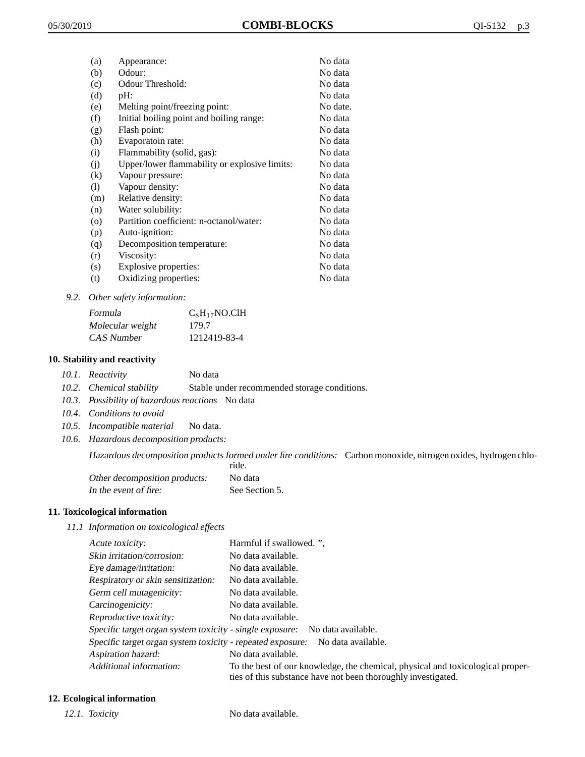| | | |
|---|---|---|
| (a) | Appearance: | No data |
| (b) | Odour: | No data |
| (c) | Odour Threshold: | No data |
| (d) | pH: | No data |
| (e) | Melting point/freezing point: | No date. |
| (f) | Initial boiling point and boiling range: | No data |
| (g) | Flash point: | No data |
| (h) | Evaporatoin rate: | No data |
| (i) | Flammability (solid, gas): | No data |
| (j) | Upper/lower flammability or explosive limits: | No data |
| (k) | Vapour pressure: | No data |
| (l) | Vapour density: | No data |
| (m) | Relative density: | No data |
| (n) | Water solubility: | No data |
| (o) | Partition coefficient: n-octanol/water: | No data |
| (p) | Auto-ignition: | No data |
| (q) | Decomposition temperature: | No data |
| (r) | Viscosity: | No data |
| (s) | Explosive properties: | No data |
| (t) | Oxidizing properties: | No data |

*9.2. Other safety information:*

| | |
|---|---|
| *Formula* | $C_8H_{17}NO.ClH$ |
| *Molecular weight* | 179.7 |
| *CAS Number* | 1212419-83-4 |

## 10. Stability and reactivity

*10.1. Reactivity* No data

*10.2. Chemical stability* Stable under recommended storage conditions.

*10.3. Possibility of hazardous reactions* No data

*10.4. Conditions to avoid*

*10.5. Incompatible material* No data.

*10.6. Hazardous decomposition products:*

*Hazardous decomposition products formed under fire conditions:* Carbon monoxide, nitrogen oxides, hydrogen chloride.

*Other decomposition products:* No data

*In the event of fire:* See Section 5.

## 11. Toxicological information

*11.1 Information on toxicological effects*

| | |
|---|---|
| *Acute toxicity:* | Harmful if swallowed. ", |
| *Skin irritation/corrosion:* | No data available. |
| *Eye damage/irritation:* | No data available. |
| *Respiratory or skin sensitization:* | No data available. |
| *Germ cell mutagenicity:* | No data available. |
| *Carcinogenicity:* | No data available. |
| *Reproductive toxicity:* | No data available. |
| *Specific target organ system toxicity - single exposure:* | No data available. |
| *Specific target organ system toxicity - repeated exposure:* | No data available. |
| *Aspiration hazard:* | No data available. |
| *Additional information:* | To the best of our knowledge, the chemical, physical and toxicological properties of this substance have not been thoroughly investigated. |

## 12. Ecological information

*12.1. Toxicity* No data available.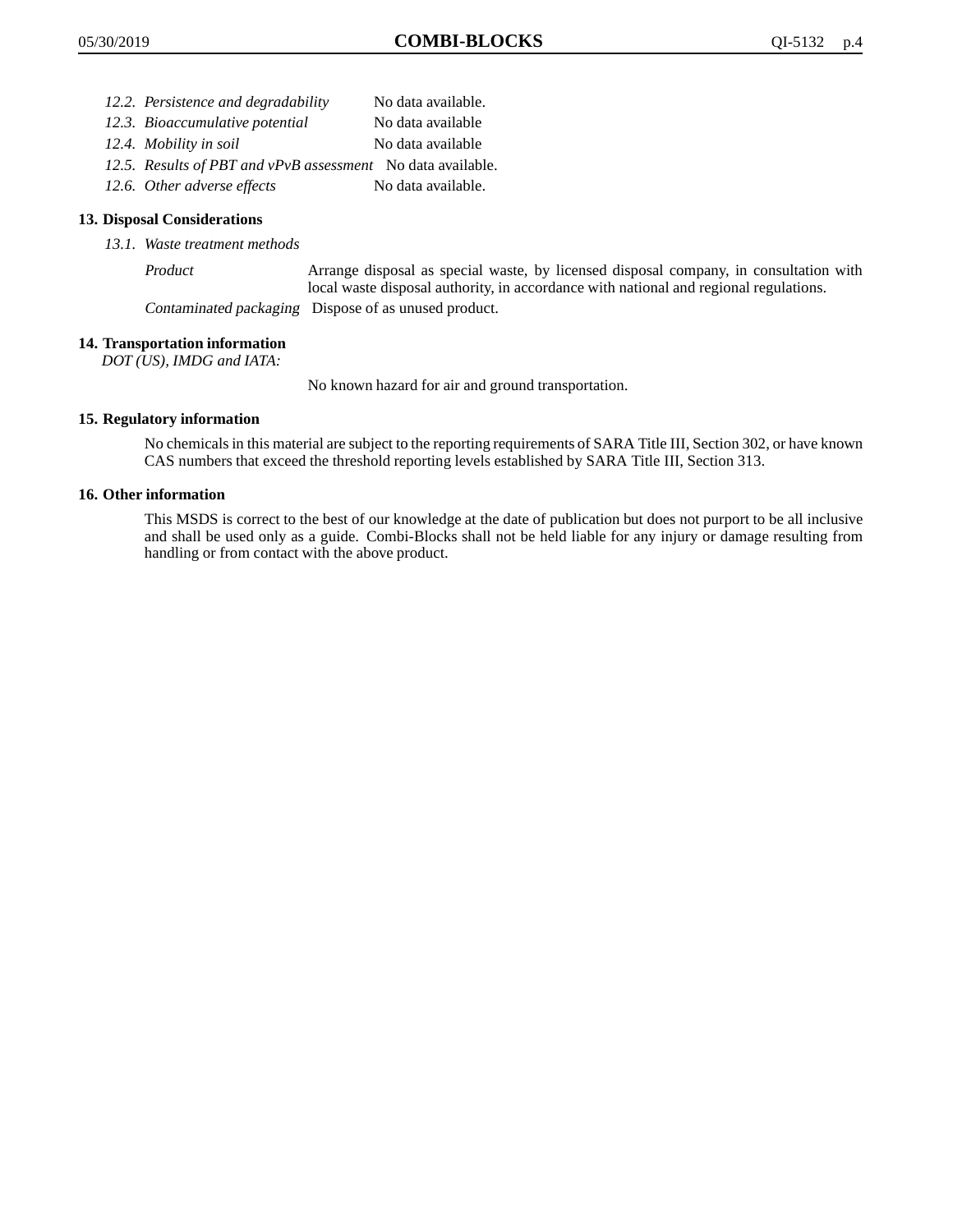*12.2. Persistence and degradability* No data available.

*12.3. Bioaccumulative potential* No data available

*12.4. Mobility in soil* No data available

*12.5. Results of PBT and vPvB assessment* No data available.

*12.6. Other adverse effects* No data available.

## 13. Disposal Considerations

*13.1. Waste treatment methods*

*Product* Arrange disposal as special waste, by licensed disposal company, in consultation with local waste disposal authority, in accordance with national and regional regulations.

*Contaminated packaging* Dispose of as unused product.

## 14. Transportation information

*DOT (US), IMDG and IATA:*

No known hazard for air and ground transportation.

## 15. Regulatory information

No chemicals in this material are subject to the reporting requirements of SARA Title III, Section 302, or have known CAS numbers that exceed the threshold reporting levels established by SARA Title III, Section 313.

## 16. Other information

This MSDS is correct to the best of our knowledge at the date of publication but does not purport to be all inclusive and shall be used only as a guide. Combi-Blocks shall not be held liable for any injury or damage resulting from handling or from contact with the above product.